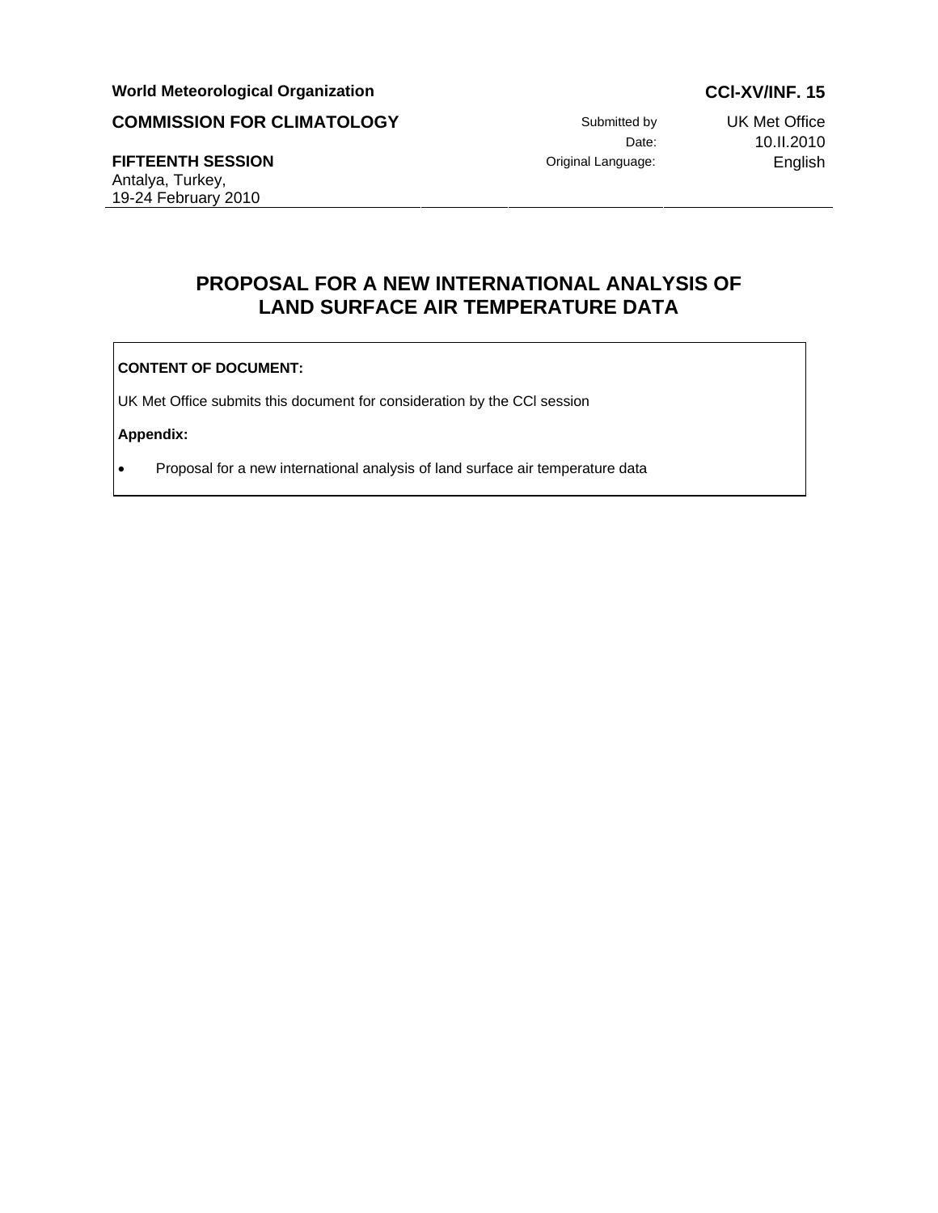**World Meteorological Organization** **CCl-XV/INF. 15**

**COMMISSION FOR CLIMATOLOGY**

| | |
|---|---|
| Submitted by | UK Met Office |
| Date: | 10.II.2010 |
| Original Language: | English |

**FIFTEENTH SESSION**
Antalya, Turkey,
19-24 February 2010

# PROPOSAL FOR A NEW INTERNATIONAL ANALYSIS OF LAND SURFACE AIR TEMPERATURE DATA

**CONTENT OF DOCUMENT:**

UK Met Office submits this document for consideration by the CCl session

**Appendix:**

- Proposal for a new international analysis of land surface air temperature data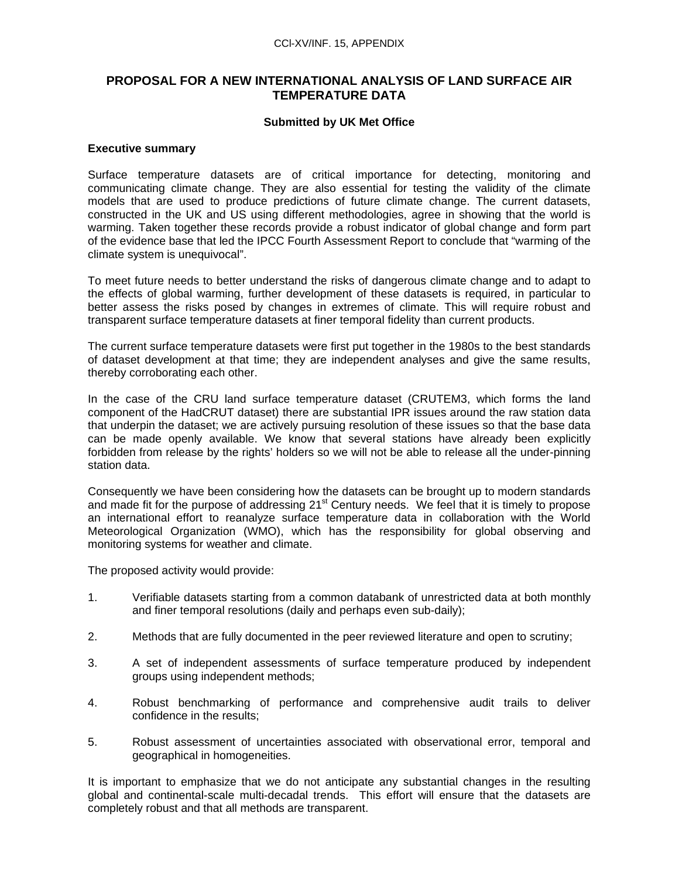CCl-XV/INF. 15, APPENDIX

## PROPOSAL FOR A NEW INTERNATIONAL ANALYSIS OF LAND SURFACE AIR TEMPERATURE DATA

**Submitted by UK Met Office**

### Executive summary

Surface temperature datasets are of critical importance for detecting, monitoring and communicating climate change. They are also essential for testing the validity of the climate models that are used to produce predictions of future climate change. The current datasets, constructed in the UK and US using different methodologies, agree in showing that the world is warming. Taken together these records provide a robust indicator of global change and form part of the evidence base that led the IPCC Fourth Assessment Report to conclude that "warming of the climate system is unequivocal".

To meet future needs to better understand the risks of dangerous climate change and to adapt to the effects of global warming, further development of these datasets is required, in particular to better assess the risks posed by changes in extremes of climate. This will require robust and transparent surface temperature datasets at finer temporal fidelity than current products.

The current surface temperature datasets were first put together in the 1980s to the best standards of dataset development at that time; they are independent analyses and give the same results, thereby corroborating each other.

In the case of the CRU land surface temperature dataset (CRUTEM3, which forms the land component of the HadCRUT dataset) there are substantial IPR issues around the raw station data that underpin the dataset; we are actively pursuing resolution of these issues so that the base data can be made openly available. We know that several stations have already been explicitly forbidden from release by the rights' holders so we will not be able to release all the under-pinning station data.

Consequently we have been considering how the datasets can be brought up to modern standards and made fit for the purpose of addressing 21st Century needs. We feel that it is timely to propose an international effort to reanalyze surface temperature data in collaboration with the World Meteorological Organization (WMO), which has the responsibility for global observing and monitoring systems for weather and climate.

The proposed activity would provide:

1. Verifiable datasets starting from a common databank of unrestricted data at both monthly and finer temporal resolutions (daily and perhaps even sub-daily);
2. Methods that are fully documented in the peer reviewed literature and open to scrutiny;
3. A set of independent assessments of surface temperature produced by independent groups using independent methods;
4. Robust benchmarking of performance and comprehensive audit trails to deliver confidence in the results;
5. Robust assessment of uncertainties associated with observational error, temporal and geographical in homogeneities.

It is important to emphasize that we do not anticipate any substantial changes in the resulting global and continental-scale multi-decadal trends. This effort will ensure that the datasets are completely robust and that all methods are transparent.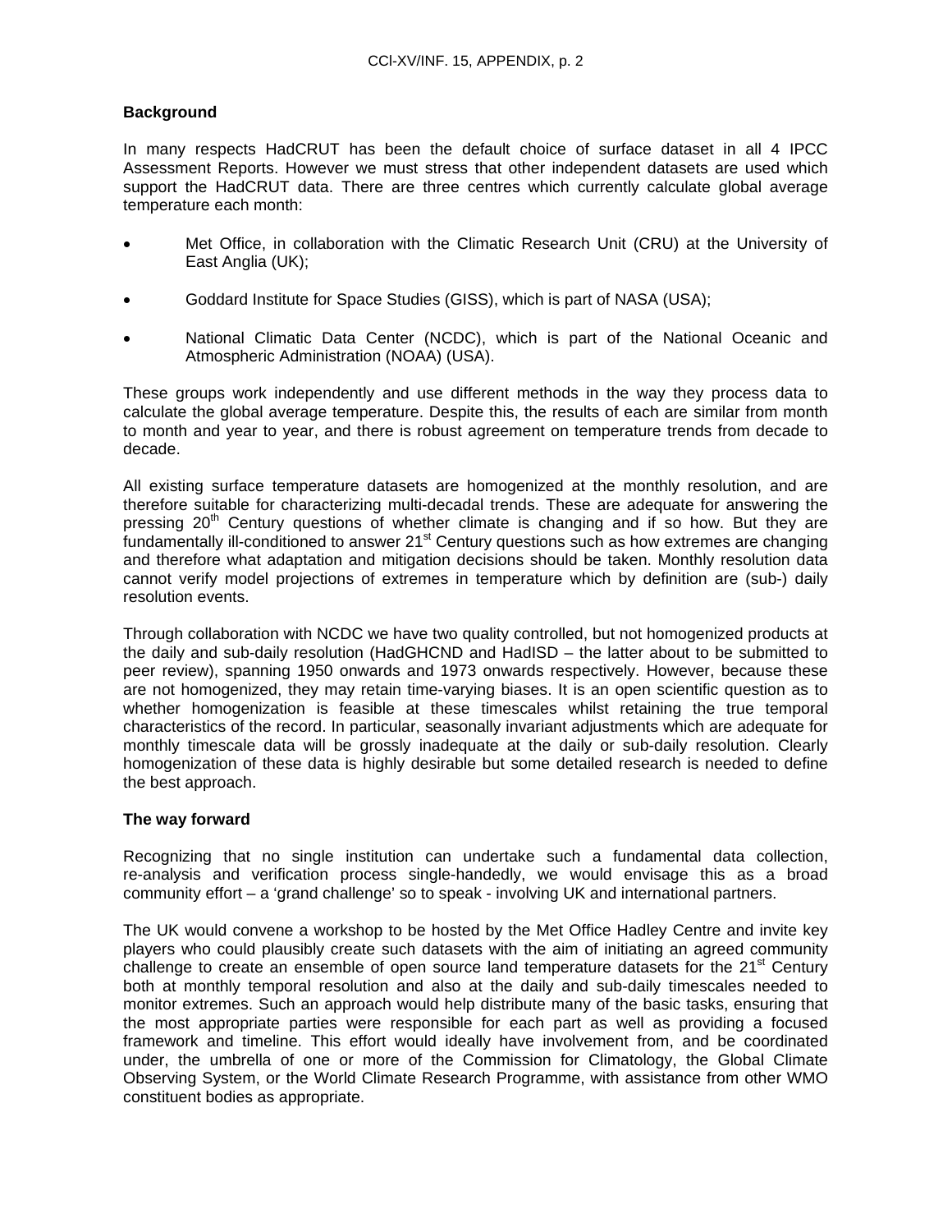**Background**

In many respects HadCRUT has been the default choice of surface dataset in all 4 IPCC Assessment Reports. However we must stress that other independent datasets are used which support the HadCRUT data. There are three centres which currently calculate global average temperature each month:

- Met Office, in collaboration with the Climatic Research Unit (CRU) at the University of East Anglia (UK);
- Goddard Institute for Space Studies (GISS), which is part of NASA (USA);
- National Climatic Data Center (NCDC), which is part of the National Oceanic and Atmospheric Administration (NOAA) (USA).

These groups work independently and use different methods in the way they process data to calculate the global average temperature. Despite this, the results of each are similar from month to month and year to year, and there is robust agreement on temperature trends from decade to decade.

All existing surface temperature datasets are homogenized at the monthly resolution, and are therefore suitable for characterizing multi-decadal trends. These are adequate for answering the pressing 20th Century questions of whether climate is changing and if so how. But they are fundamentally ill-conditioned to answer 21st Century questions such as how extremes are changing and therefore what adaptation and mitigation decisions should be taken. Monthly resolution data cannot verify model projections of extremes in temperature which by definition are (sub-) daily resolution events.

Through collaboration with NCDC we have two quality controlled, but not homogenized products at the daily and sub-daily resolution (HadGHCND and HadISD – the latter about to be submitted to peer review), spanning 1950 onwards and 1973 onwards respectively. However, because these are not homogenized, they may retain time-varying biases. It is an open scientific question as to whether homogenization is feasible at these timescales whilst retaining the true temporal characteristics of the record. In particular, seasonally invariant adjustments which are adequate for monthly timescale data will be grossly inadequate at the daily or sub-daily resolution. Clearly homogenization of these data is highly desirable but some detailed research is needed to define the best approach.

**The way forward**

Recognizing that no single institution can undertake such a fundamental data collection, re-analysis and verification process single-handedly, we would envisage this as a broad community effort – a 'grand challenge' so to speak - involving UK and international partners.

The UK would convene a workshop to be hosted by the Met Office Hadley Centre and invite key players who could plausibly create such datasets with the aim of initiating an agreed community challenge to create an ensemble of open source land temperature datasets for the 21st Century both at monthly temporal resolution and also at the daily and sub-daily timescales needed to monitor extremes. Such an approach would help distribute many of the basic tasks, ensuring that the most appropriate parties were responsible for each part as well as providing a focused framework and timeline. This effort would ideally have involvement from, and be coordinated under, the umbrella of one or more of the Commission for Climatology, the Global Climate Observing System, or the World Climate Research Programme, with assistance from other WMO constituent bodies as appropriate.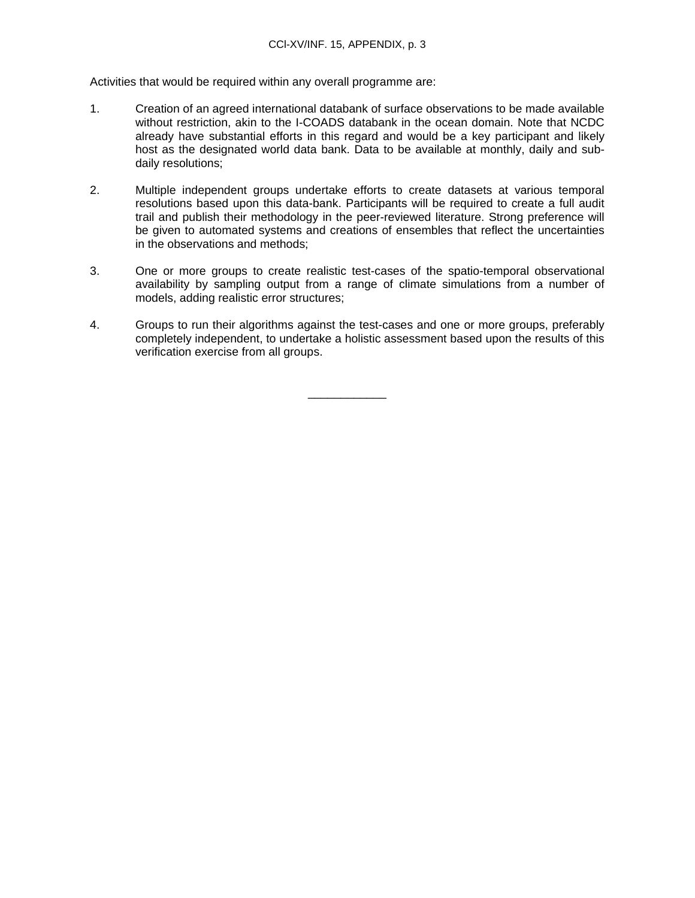Activities that would be required within any overall programme are:

1. Creation of an agreed international databank of surface observations to be made available without restriction, akin to the I-COADS databank in the ocean domain. Note that NCDC already have substantial efforts in this regard and would be a key participant and likely host as the designated world data bank. Data to be available at monthly, daily and sub-daily resolutions;

2. Multiple independent groups undertake efforts to create datasets at various temporal resolutions based upon this data-bank. Participants will be required to create a full audit trail and publish their methodology in the peer-reviewed literature. Strong preference will be given to automated systems and creations of ensembles that reflect the uncertainties in the observations and methods;

3. One or more groups to create realistic test-cases of the spatio-temporal observational availability by sampling output from a range of climate simulations from a number of models, adding realistic error structures;

4. Groups to run their algorithms against the test-cases and one or more groups, preferably completely independent, to undertake a holistic assessment based upon the results of this verification exercise from all groups.

\_\_\_\_\_\_\_\_\_\_\_\_